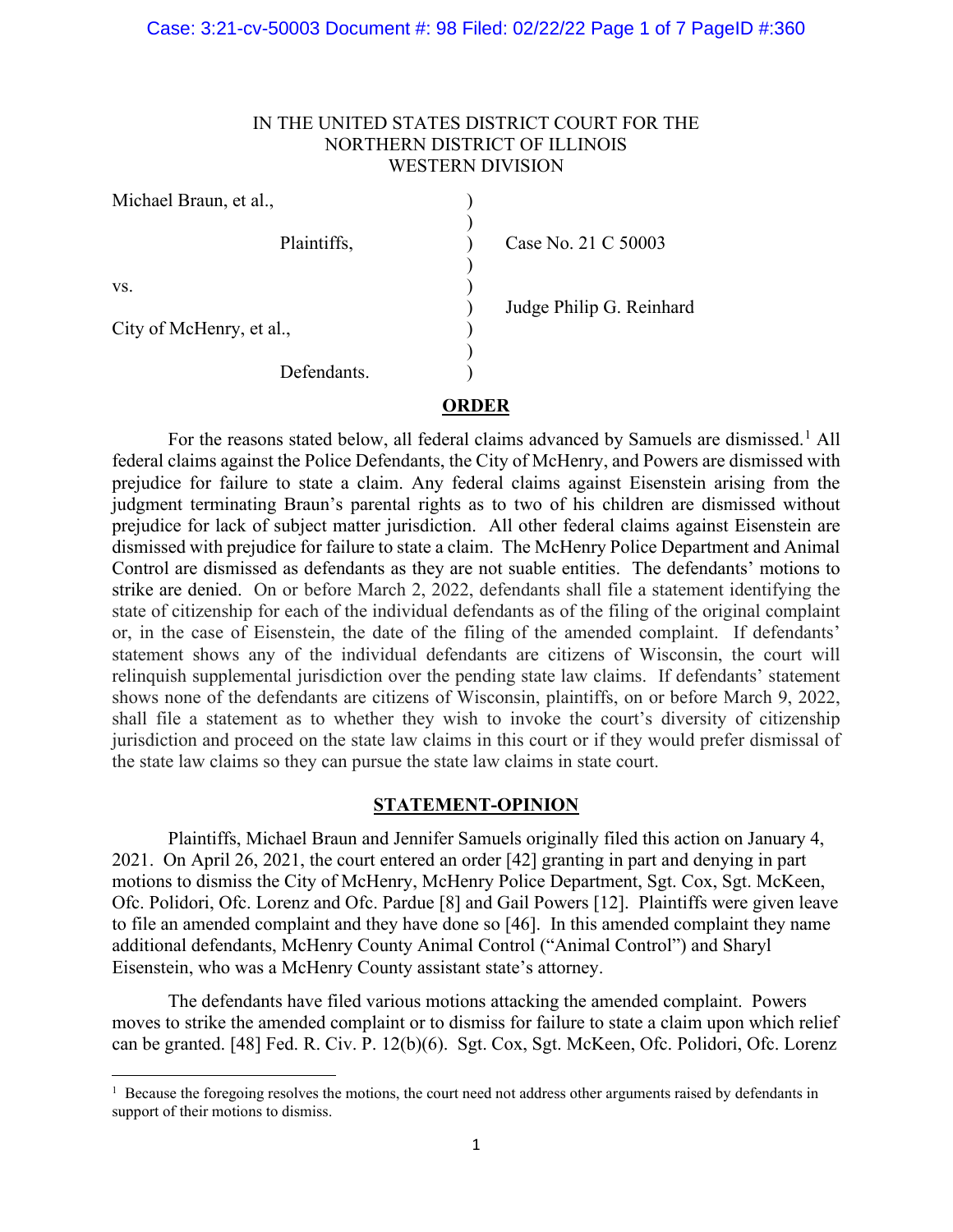IN THE UNITED STATES DISTRICT COURT FOR THE
NORTHERN DISTRICT OF ILLINOIS
WESTERN DIVISION

| | | |
|---|---|---|
| Michael Braun, et al., | ) | |
| Plaintiffs, | ) | Case No. 21 C 50003 |
| vs. | ) | |
| | ) | Judge Philip G. Reinhard |
| City of McHenry, et al., | ) | |
| Defendants. | ) | |

## ORDER

For the reasons stated below, all federal claims advanced by Samuels are dismissed.[1] All federal claims against the Police Defendants, the City of McHenry, and Powers are dismissed with prejudice for failure to state a claim. Any federal claims against Eisenstein arising from the judgment terminating Braun's parental rights as to two of his children are dismissed without prejudice for lack of subject matter jurisdiction. All other federal claims against Eisenstein are dismissed with prejudice for failure to state a claim. The McHenry Police Department and Animal Control are dismissed as defendants as they are not suable entities. The defendants' motions to strike are denied. On or before March 2, 2022, defendants shall file a statement identifying the state of citizenship for each of the individual defendants as of the filing of the original complaint or, in the case of Eisenstein, the date of the filing of the amended complaint. If defendants' statement shows any of the individual defendants are citizens of Wisconsin, the court will relinquish supplemental jurisdiction over the pending state law claims. If defendants' statement shows none of the defendants are citizens of Wisconsin, plaintiffs, on or before March 9, 2022, shall file a statement as to whether they wish to invoke the court's diversity of citizenship jurisdiction and proceed on the state law claims in this court or if they would prefer dismissal of the state law claims so they can pursue the state law claims in state court.

## STATEMENT-OPINION

Plaintiffs, Michael Braun and Jennifer Samuels originally filed this action on January 4, 2021. On April 26, 2021, the court entered an order [42] granting in part and denying in part motions to dismiss the City of McHenry, McHenry Police Department, Sgt. Cox, Sgt. McKeen, Ofc. Polidori, Ofc. Lorenz and Ofc. Pardue [8] and Gail Powers [12]. Plaintiffs were given leave to file an amended complaint and they have done so [46]. In this amended complaint they name additional defendants, McHenry County Animal Control ("Animal Control") and Sharyl Eisenstein, who was a McHenry County assistant state's attorney.

The defendants have filed various motions attacking the amended complaint. Powers moves to strike the amended complaint or to dismiss for failure to state a claim upon which relief can be granted. [48] Fed. R. Civ. P. 12(b)(6). Sgt. Cox, Sgt. McKeen, Ofc. Polidori, Ofc. Lorenz

[1] Because the foregoing resolves the motions, the court need not address other arguments raised by defendants in support of their motions to dismiss.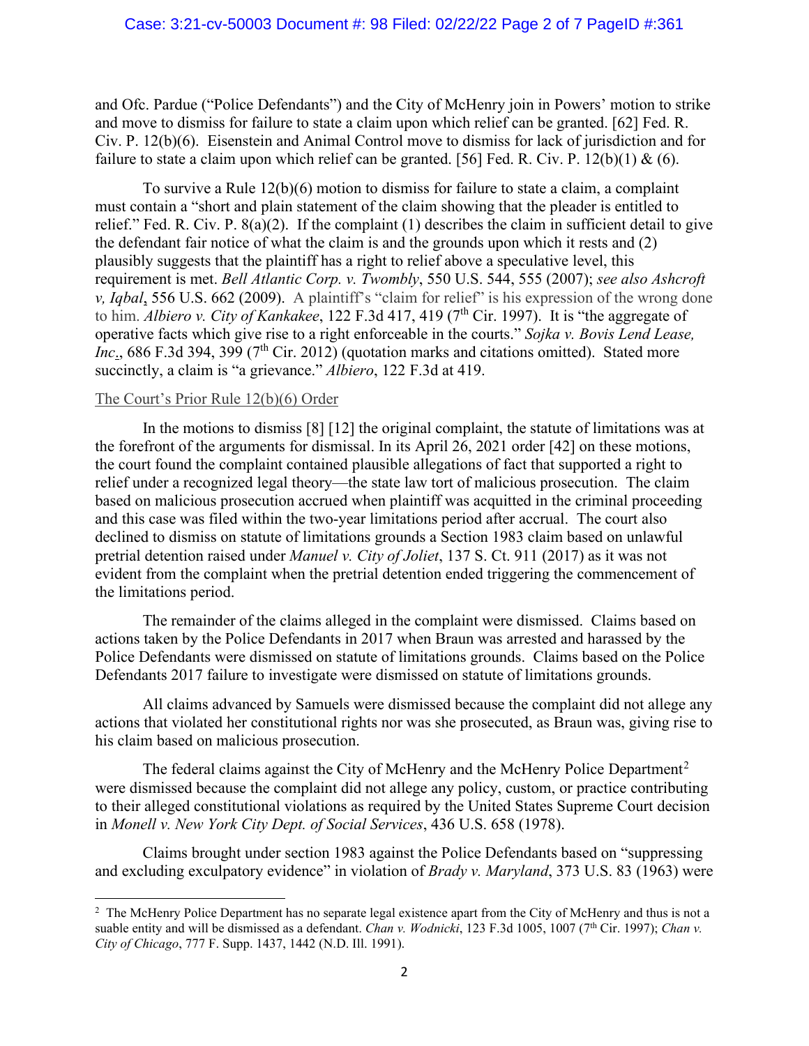and Ofc. Pardue ("Police Defendants") and the City of McHenry join in Powers' motion to strike and move to dismiss for failure to state a claim upon which relief can be granted. [62] Fed. R. Civ. P. 12(b)(6). Eisenstein and Animal Control move to dismiss for lack of jurisdiction and for failure to state a claim upon which relief can be granted. [56] Fed. R. Civ. P. 12(b)(1) & (6).

To survive a Rule 12(b)(6) motion to dismiss for failure to state a claim, a complaint must contain a "short and plain statement of the claim showing that the pleader is entitled to relief." Fed. R. Civ. P. 8(a)(2). If the complaint (1) describes the claim in sufficient detail to give the defendant fair notice of what the claim is and the grounds upon which it rests and (2) plausibly suggests that the plaintiff has a right to relief above a speculative level, this requirement is met. *Bell Atlantic Corp. v. Twombly*, 550 U.S. 544, 555 (2007); *see also Ashcroft v, Iqbal*, 556 U.S. 662 (2009). A plaintiff's "claim for relief" is his expression of the wrong done to him. *Albiero v. City of Kankakee*, 122 F.3d 417, 419 (7th Cir. 1997). It is "the aggregate of operative facts which give rise to a right enforceable in the courts." *Sojka v. Bovis Lend Lease, Inc*., 686 F.3d 394, 399 (7th Cir. 2012) (quotation marks and citations omitted). Stated more succinctly, a claim is "a grievance." *Albiero*, 122 F.3d at 419.

The Court's Prior Rule 12(b)(6) Order

In the motions to dismiss [8] [12] the original complaint, the statute of limitations was at the forefront of the arguments for dismissal. In its April 26, 2021 order [42] on these motions, the court found the complaint contained plausible allegations of fact that supported a right to relief under a recognized legal theory—the state law tort of malicious prosecution. The claim based on malicious prosecution accrued when plaintiff was acquitted in the criminal proceeding and this case was filed within the two-year limitations period after accrual. The court also declined to dismiss on statute of limitations grounds a Section 1983 claim based on unlawful pretrial detention raised under *Manuel v. City of Joliet*, 137 S. Ct. 911 (2017) as it was not evident from the complaint when the pretrial detention ended triggering the commencement of the limitations period.

The remainder of the claims alleged in the complaint were dismissed. Claims based on actions taken by the Police Defendants in 2017 when Braun was arrested and harassed by the Police Defendants were dismissed on statute of limitations grounds. Claims based on the Police Defendants 2017 failure to investigate were dismissed on statute of limitations grounds.

All claims advanced by Samuels were dismissed because the complaint did not allege any actions that violated her constitutional rights nor was she prosecuted, as Braun was, giving rise to his claim based on malicious prosecution.

The federal claims against the City of McHenry and the McHenry Police Department[2] were dismissed because the complaint did not allege any policy, custom, or practice contributing to their alleged constitutional violations as required by the United States Supreme Court decision in *Monell v. New York City Dept. of Social Services*, 436 U.S. 658 (1978).

Claims brought under section 1983 against the Police Defendants based on "suppressing and excluding exculpatory evidence" in violation of *Brady v. Maryland*, 373 U.S. 83 (1963) were

[2] The McHenry Police Department has no separate legal existence apart from the City of McHenry and thus is not a suable entity and will be dismissed as a defendant. *Chan v. Wodnicki*, 123 F.3d 1005, 1007 (7th Cir. 1997); *Chan v. City of Chicago*, 777 F. Supp. 1437, 1442 (N.D. Ill. 1991).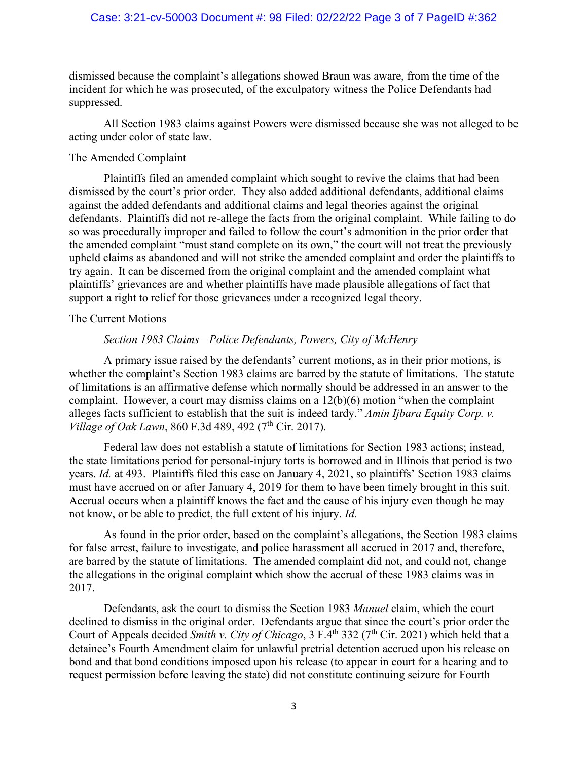dismissed because the complaint's allegations showed Braun was aware, from the time of the incident for which he was prosecuted, of the exculpatory witness the Police Defendants had suppressed.

All Section 1983 claims against Powers were dismissed because she was not alleged to be acting under color of state law.

The Amended Complaint

Plaintiffs filed an amended complaint which sought to revive the claims that had been dismissed by the court's prior order. They also added additional defendants, additional claims against the added defendants and additional claims and legal theories against the original defendants. Plaintiffs did not re-allege the facts from the original complaint. While failing to do so was procedurally improper and failed to follow the court's admonition in the prior order that the amended complaint "must stand complete on its own," the court will not treat the previously upheld claims as abandoned and will not strike the amended complaint and order the plaintiffs to try again. It can be discerned from the original complaint and the amended complaint what plaintiffs' grievances are and whether plaintiffs have made plausible allegations of fact that support a right to relief for those grievances under a recognized legal theory.

The Current Motions

*Section 1983 Claims—Police Defendants, Powers, City of McHenry*

A primary issue raised by the defendants' current motions, as in their prior motions, is whether the complaint's Section 1983 claims are barred by the statute of limitations. The statute of limitations is an affirmative defense which normally should be addressed in an answer to the complaint. However, a court may dismiss claims on a 12(b)(6) motion "when the complaint alleges facts sufficient to establish that the suit is indeed tardy." *Amin Ijbara Equity Corp. v. Village of Oak Lawn*, 860 F.3d 489, 492 (7th Cir. 2017).

Federal law does not establish a statute of limitations for Section 1983 actions; instead, the state limitations period for personal-injury torts is borrowed and in Illinois that period is two years. *Id.* at 493. Plaintiffs filed this case on January 4, 2021, so plaintiffs' Section 1983 claims must have accrued on or after January 4, 2019 for them to have been timely brought in this suit. Accrual occurs when a plaintiff knows the fact and the cause of his injury even though he may not know, or be able to predict, the full extent of his injury. *Id.*

As found in the prior order, based on the complaint's allegations, the Section 1983 claims for false arrest, failure to investigate, and police harassment all accrued in 2017 and, therefore, are barred by the statute of limitations. The amended complaint did not, and could not, change the allegations in the original complaint which show the accrual of these 1983 claims was in 2017.

Defendants, ask the court to dismiss the Section 1983 *Manuel* claim, which the court declined to dismiss in the original order. Defendants argue that since the court's prior order the Court of Appeals decided *Smith v. City of Chicago*, 3 F.4th 332 (7th Cir. 2021) which held that a detainee's Fourth Amendment claim for unlawful pretrial detention accrued upon his release on bond and that bond conditions imposed upon his release (to appear in court for a hearing and to request permission before leaving the state) did not constitute continuing seizure for Fourth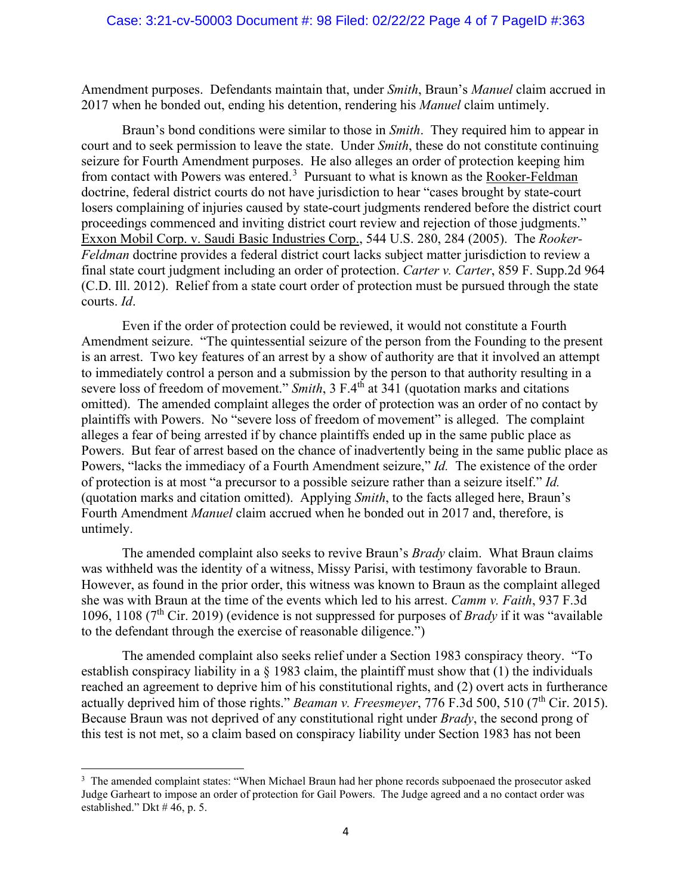Amendment purposes. Defendants maintain that, under *Smith*, Braun's *Manuel* claim accrued in 2017 when he bonded out, ending his detention, rendering his *Manuel* claim untimely.

Braun's bond conditions were similar to those in *Smith*. They required him to appear in court and to seek permission to leave the state. Under *Smith*, these do not constitute continuing seizure for Fourth Amendment purposes. He also alleges an order of protection keeping him from contact with Powers was entered.[3] Pursuant to what is known as the Rooker-Feldman doctrine, federal district courts do not have jurisdiction to hear "cases brought by state-court losers complaining of injuries caused by state-court judgments rendered before the district court proceedings commenced and inviting district court review and rejection of those judgments." Exxon Mobil Corp. v. Saudi Basic Industries Corp., 544 U.S. 280, 284 (2005). The *Rooker-Feldman* doctrine provides a federal district court lacks subject matter jurisdiction to review a final state court judgment including an order of protection. *Carter v. Carter*, 859 F. Supp.2d 964 (C.D. Ill. 2012). Relief from a state court order of protection must be pursued through the state courts. *Id*.

Even if the order of protection could be reviewed, it would not constitute a Fourth Amendment seizure. "The quintessential seizure of the person from the Founding to the present is an arrest. Two key features of an arrest by a show of authority are that it involved an attempt to immediately control a person and a submission by the person to that authority resulting in a severe loss of freedom of movement." *Smith*, 3 F.4th at 341 (quotation marks and citations omitted). The amended complaint alleges the order of protection was an order of no contact by plaintiffs with Powers. No "severe loss of freedom of movement" is alleged. The complaint alleges a fear of being arrested if by chance plaintiffs ended up in the same public place as Powers. But fear of arrest based on the chance of inadvertently being in the same public place as Powers, "lacks the immediacy of a Fourth Amendment seizure," *Id.* The existence of the order of protection is at most "a precursor to a possible seizure rather than a seizure itself." *Id.* (quotation marks and citation omitted). Applying *Smith*, to the facts alleged here, Braun's Fourth Amendment *Manuel* claim accrued when he bonded out in 2017 and, therefore, is untimely.

The amended complaint also seeks to revive Braun's *Brady* claim. What Braun claims was withheld was the identity of a witness, Missy Parisi, with testimony favorable to Braun. However, as found in the prior order, this witness was known to Braun as the complaint alleged she was with Braun at the time of the events which led to his arrest. *Camm v. Faith*, 937 F.3d 1096, 1108 (7th Cir. 2019) (evidence is not suppressed for purposes of *Brady* if it was "available to the defendant through the exercise of reasonable diligence.")

The amended complaint also seeks relief under a Section 1983 conspiracy theory. "To establish conspiracy liability in a § 1983 claim, the plaintiff must show that (1) the individuals reached an agreement to deprive him of his constitutional rights, and (2) overt acts in furtherance actually deprived him of those rights." *Beaman v. Freesmeyer*, 776 F.3d 500, 510 (7th Cir. 2015). Because Braun was not deprived of any constitutional right under *Brady*, the second prong of this test is not met, so a claim based on conspiracy liability under Section 1983 has not been

---

[3] The amended complaint states: "When Michael Braun had her phone records subpoenaed the prosecutor asked Judge Garheart to impose an order of protection for Gail Powers. The Judge agreed and a no contact order was established." Dkt # 46, p. 5.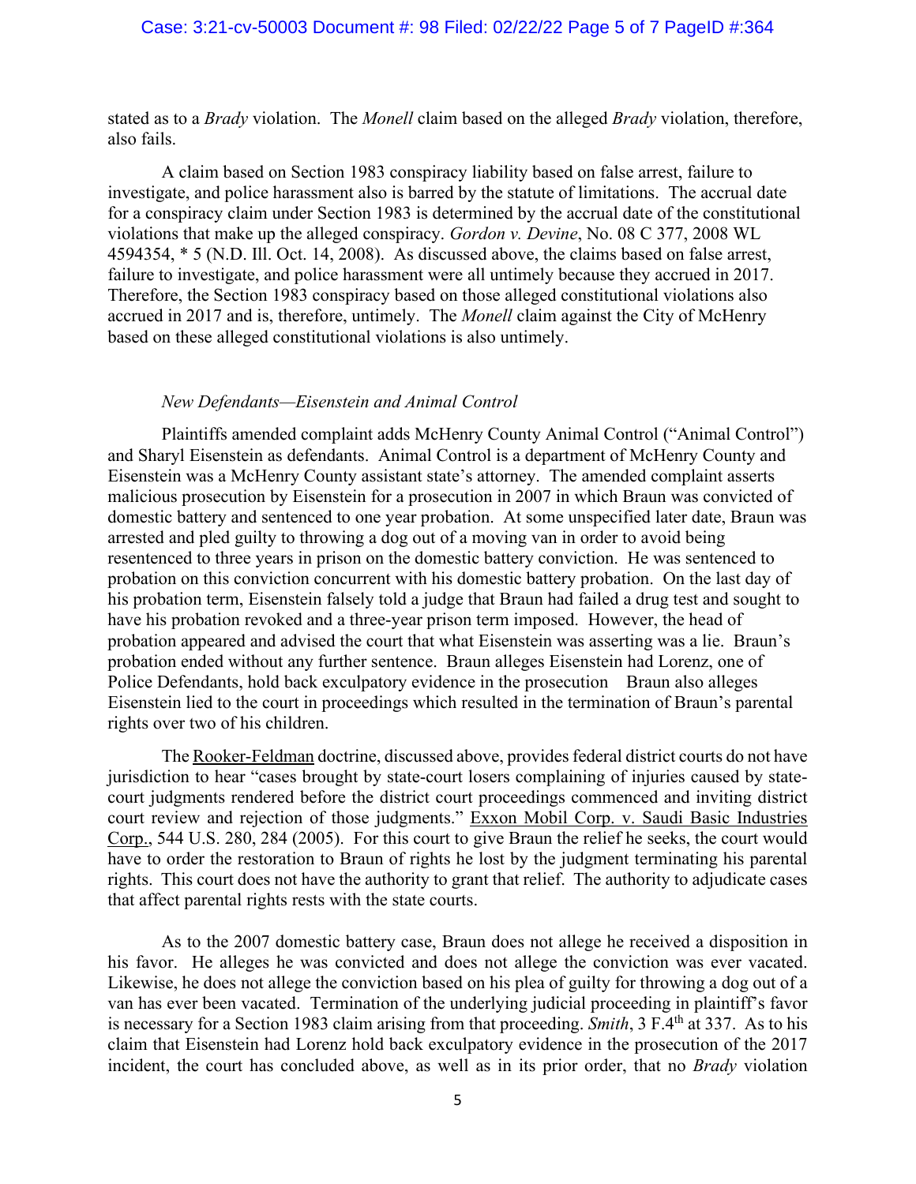stated as to a *Brady* violation. The *Monell* claim based on the alleged *Brady* violation, therefore, also fails.

A claim based on Section 1983 conspiracy liability based on false arrest, failure to investigate, and police harassment also is barred by the statute of limitations. The accrual date for a conspiracy claim under Section 1983 is determined by the accrual date of the constitutional violations that make up the alleged conspiracy. *Gordon v. Devine*, No. 08 C 377, 2008 WL 4594354, * 5 (N.D. Ill. Oct. 14, 2008). As discussed above, the claims based on false arrest, failure to investigate, and police harassment were all untimely because they accrued in 2017. Therefore, the Section 1983 conspiracy based on those alleged constitutional violations also accrued in 2017 and is, therefore, untimely. The *Monell* claim against the City of McHenry based on these alleged constitutional violations is also untimely.

*New Defendants—Eisenstein and Animal Control*

Plaintiffs amended complaint adds McHenry County Animal Control ("Animal Control") and Sharyl Eisenstein as defendants. Animal Control is a department of McHenry County and Eisenstein was a McHenry County assistant state's attorney. The amended complaint asserts malicious prosecution by Eisenstein for a prosecution in 2007 in which Braun was convicted of domestic battery and sentenced to one year probation. At some unspecified later date, Braun was arrested and pled guilty to throwing a dog out of a moving van in order to avoid being resentenced to three years in prison on the domestic battery conviction. He was sentenced to probation on this conviction concurrent with his domestic battery probation. On the last day of his probation term, Eisenstein falsely told a judge that Braun had failed a drug test and sought to have his probation revoked and a three-year prison term imposed. However, the head of probation appeared and advised the court that what Eisenstein was asserting was a lie. Braun's probation ended without any further sentence. Braun alleges Eisenstein had Lorenz, one of Police Defendants, hold back exculpatory evidence in the prosecution Braun also alleges Eisenstein lied to the court in proceedings which resulted in the termination of Braun's parental rights over two of his children.

The Rooker-Feldman doctrine, discussed above, provides federal district courts do not have jurisdiction to hear "cases brought by state-court losers complaining of injuries caused by state-court judgments rendered before the district court proceedings commenced and inviting district court review and rejection of those judgments." Exxon Mobil Corp. v. Saudi Basic Industries Corp., 544 U.S. 280, 284 (2005). For this court to give Braun the relief he seeks, the court would have to order the restoration to Braun of rights he lost by the judgment terminating his parental rights. This court does not have the authority to grant that relief. The authority to adjudicate cases that affect parental rights rests with the state courts.

As to the 2007 domestic battery case, Braun does not allege he received a disposition in his favor. He alleges he was convicted and does not allege the conviction was ever vacated. Likewise, he does not allege the conviction based on his plea of guilty for throwing a dog out of a van has ever been vacated. Termination of the underlying judicial proceeding in plaintiff's favor is necessary for a Section 1983 claim arising from that proceeding. *Smith*, 3 F.4th at 337. As to his claim that Eisenstein had Lorenz hold back exculpatory evidence in the prosecution of the 2017 incident, the court has concluded above, as well as in its prior order, that no *Brady* violation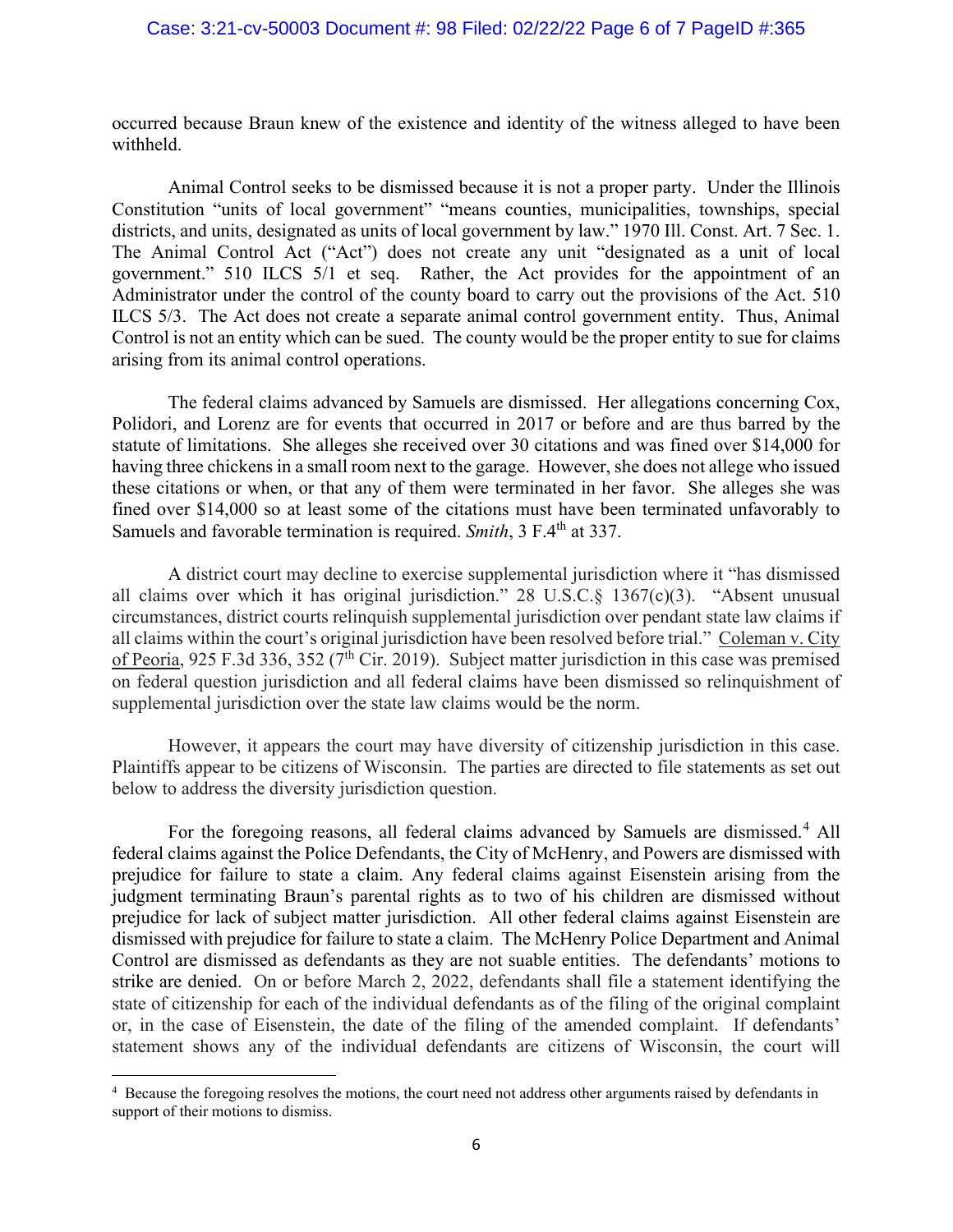occurred because Braun knew of the existence and identity of the witness alleged to have been withheld.

Animal Control seeks to be dismissed because it is not a proper party. Under the Illinois Constitution "units of local government" "means counties, municipalities, townships, special districts, and units, designated as units of local government by law." 1970 Ill. Const. Art. 7 Sec. 1. The Animal Control Act ("Act") does not create any unit "designated as a unit of local government." 510 ILCS 5/1 et seq. Rather, the Act provides for the appointment of an Administrator under the control of the county board to carry out the provisions of the Act. 510 ILCS 5/3. The Act does not create a separate animal control government entity. Thus, Animal Control is not an entity which can be sued. The county would be the proper entity to sue for claims arising from its animal control operations.

The federal claims advanced by Samuels are dismissed. Her allegations concerning Cox, Polidori, and Lorenz are for events that occurred in 2017 or before and are thus barred by the statute of limitations. She alleges she received over 30 citations and was fined over $14,000 for having three chickens in a small room next to the garage. However, she does not allege who issued these citations or when, or that any of them were terminated in her favor. She alleges she was fined over $14,000 so at least some of the citations must have been terminated unfavorably to Samuels and favorable termination is required. *Smith*, 3 F.4th at 337.

A district court may decline to exercise supplemental jurisdiction where it "has dismissed all claims over which it has original jurisdiction." 28 U.S.C.§ 1367(c)(3). "Absent unusual circumstances, district courts relinquish supplemental jurisdiction over pendant state law claims if all claims within the court's original jurisdiction have been resolved before trial." Coleman v. City of Peoria, 925 F.3d 336, 352 (7th Cir. 2019). Subject matter jurisdiction in this case was premised on federal question jurisdiction and all federal claims have been dismissed so relinquishment of supplemental jurisdiction over the state law claims would be the norm.

However, it appears the court may have diversity of citizenship jurisdiction in this case. Plaintiffs appear to be citizens of Wisconsin. The parties are directed to file statements as set out below to address the diversity jurisdiction question.

For the foregoing reasons, all federal claims advanced by Samuels are dismissed.[4] All federal claims against the Police Defendants, the City of McHenry, and Powers are dismissed with prejudice for failure to state a claim. Any federal claims against Eisenstein arising from the judgment terminating Braun's parental rights as to two of his children are dismissed without prejudice for lack of subject matter jurisdiction. All other federal claims against Eisenstein are dismissed with prejudice for failure to state a claim. The McHenry Police Department and Animal Control are dismissed as defendants as they are not suable entities. The defendants' motions to strike are denied. On or before March 2, 2022, defendants shall file a statement identifying the state of citizenship for each of the individual defendants as of the filing of the original complaint or, in the case of Eisenstein, the date of the filing of the amended complaint. If defendants' statement shows any of the individual defendants are citizens of Wisconsin, the court will

[4] Because the foregoing resolves the motions, the court need not address other arguments raised by defendants in support of their motions to dismiss.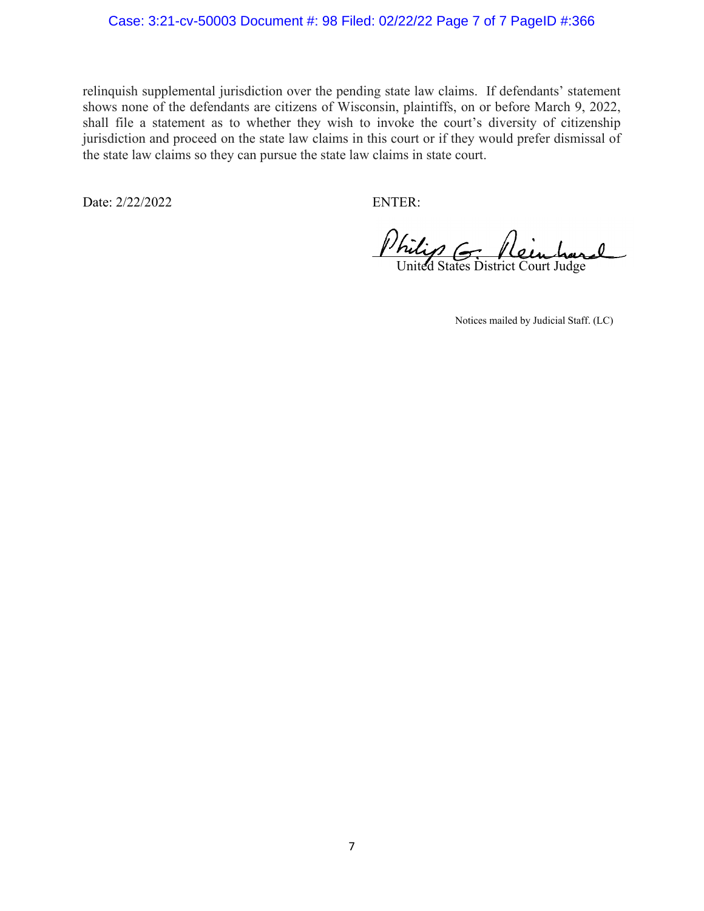relinquish supplemental jurisdiction over the pending state law claims. If defendants' statement shows none of the defendants are citizens of Wisconsin, plaintiffs, on or before March 9, 2022, shall file a statement as to whether they wish to invoke the court's diversity of citizenship jurisdiction and proceed on the state law claims in this court or if they would prefer dismissal of the state law claims so they can pursue the state law claims in state court.

Date: 2/22/2022

ENTER:

Philip G. Reinhard
United States District Court Judge

Notices mailed by Judicial Staff. (LC)